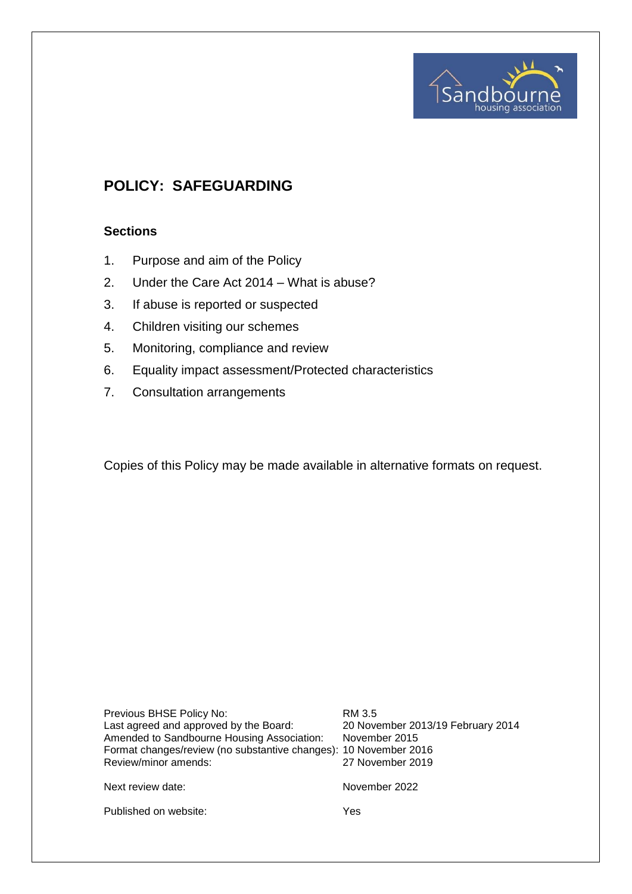# POLICY: SAFEGUARDING

## Sections

1. Purpose and aim of the Policy
2. Under the Care Act 2014 – What is abuse?
3. If abuse is reported or suspected
4. Children visiting our schemes
5. Monitoring, compliance and review
6. Equality impact assessment/Protected characteristics
7. Consultation arrangements

Copies of this Policy may be made available in alternative formats on request.

| | |
|---|---|
| Previous BHSE Policy No: | RM 3.5 |
| Last agreed and approved by the Board: | 20 November 2013/19 February 2014 |
| Amended to Sandbourne Housing Association: | November 2015 |
| Format changes/review (no substantive changes): | 10 November 2016 |
| Review/minor amends: | 27 November 2019 |
| Next review date: | November 2022 |
| Published on website: | Yes |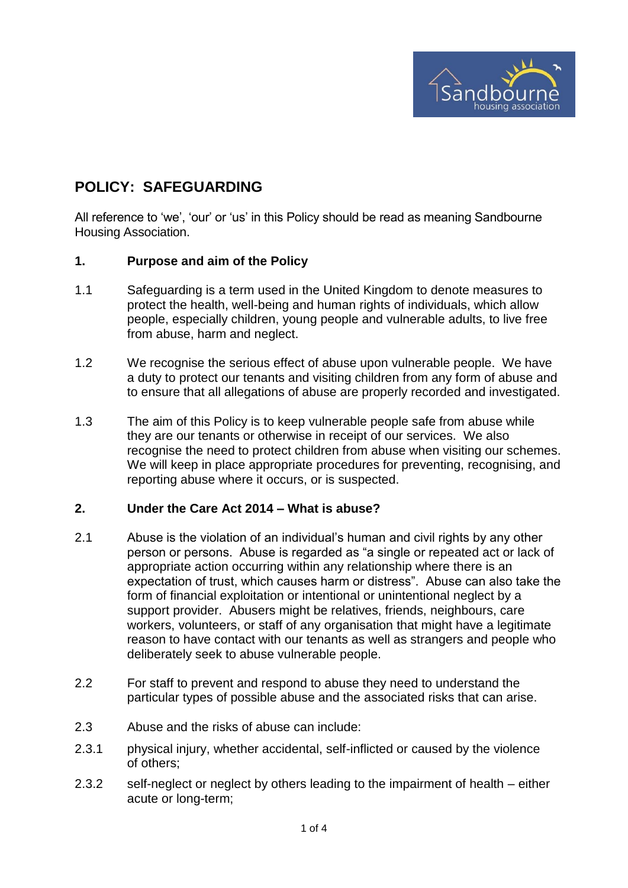# POLICY: SAFEGUARDING

All reference to 'we', 'our' or 'us' in this Policy should be read as meaning Sandbourne Housing Association.

## 1. Purpose and aim of the Policy

1.1 Safeguarding is a term used in the United Kingdom to denote measures to protect the health, well-being and human rights of individuals, which allow people, especially children, young people and vulnerable adults, to live free from abuse, harm and neglect.

1.2 We recognise the serious effect of abuse upon vulnerable people. We have a duty to protect our tenants and visiting children from any form of abuse and to ensure that all allegations of abuse are properly recorded and investigated.

1.3 The aim of this Policy is to keep vulnerable people safe from abuse while they are our tenants or otherwise in receipt of our services. We also recognise the need to protect children from abuse when visiting our schemes. We will keep in place appropriate procedures for preventing, recognising, and reporting abuse where it occurs, or is suspected.

## 2. Under the Care Act 2014 – What is abuse?

2.1 Abuse is the violation of an individual's human and civil rights by any other person or persons. Abuse is regarded as "a single or repeated act or lack of appropriate action occurring within any relationship where there is an expectation of trust, which causes harm or distress". Abuse can also take the form of financial exploitation or intentional or unintentional neglect by a support provider. Abusers might be relatives, friends, neighbours, care workers, volunteers, or staff of any organisation that might have a legitimate reason to have contact with our tenants as well as strangers and people who deliberately seek to abuse vulnerable people.

2.2 For staff to prevent and respond to abuse they need to understand the particular types of possible abuse and the associated risks that can arise.

2.3 Abuse and the risks of abuse can include:

2.3.1 physical injury, whether accidental, self-inflicted or caused by the violence of others;

2.3.2 self-neglect or neglect by others leading to the impairment of health – either acute or long-term;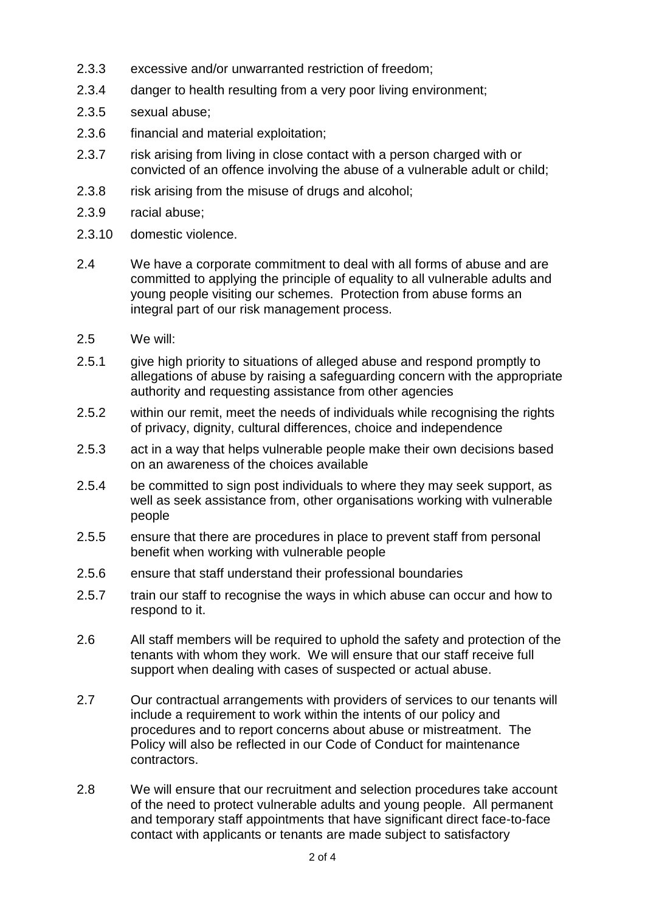2.3.3 excessive and/or unwarranted restriction of freedom;

2.3.4 danger to health resulting from a very poor living environment;

2.3.5 sexual abuse;

2.3.6 financial and material exploitation;

2.3.7 risk arising from living in close contact with a person charged with or convicted of an offence involving the abuse of a vulnerable adult or child;

2.3.8 risk arising from the misuse of drugs and alcohol;

2.3.9 racial abuse;

2.3.10 domestic violence.

2.4 We have a corporate commitment to deal with all forms of abuse and are committed to applying the principle of equality to all vulnerable adults and young people visiting our schemes. Protection from abuse forms an integral part of our risk management process.

2.5 We will:

2.5.1 give high priority to situations of alleged abuse and respond promptly to allegations of abuse by raising a safeguarding concern with the appropriate authority and requesting assistance from other agencies

2.5.2 within our remit, meet the needs of individuals while recognising the rights of privacy, dignity, cultural differences, choice and independence

2.5.3 act in a way that helps vulnerable people make their own decisions based on an awareness of the choices available

2.5.4 be committed to sign post individuals to where they may seek support, as well as seek assistance from, other organisations working with vulnerable people

2.5.5 ensure that there are procedures in place to prevent staff from personal benefit when working with vulnerable people

2.5.6 ensure that staff understand their professional boundaries

2.5.7 train our staff to recognise the ways in which abuse can occur and how to respond to it.

2.6 All staff members will be required to uphold the safety and protection of the tenants with whom they work. We will ensure that our staff receive full support when dealing with cases of suspected or actual abuse.

2.7 Our contractual arrangements with providers of services to our tenants will include a requirement to work within the intents of our policy and procedures and to report concerns about abuse or mistreatment. The Policy will also be reflected in our Code of Conduct for maintenance contractors.

2.8 We will ensure that our recruitment and selection procedures take account of the need to protect vulnerable adults and young people. All permanent and temporary staff appointments that have significant direct face-to-face contact with applicants or tenants are made subject to satisfactory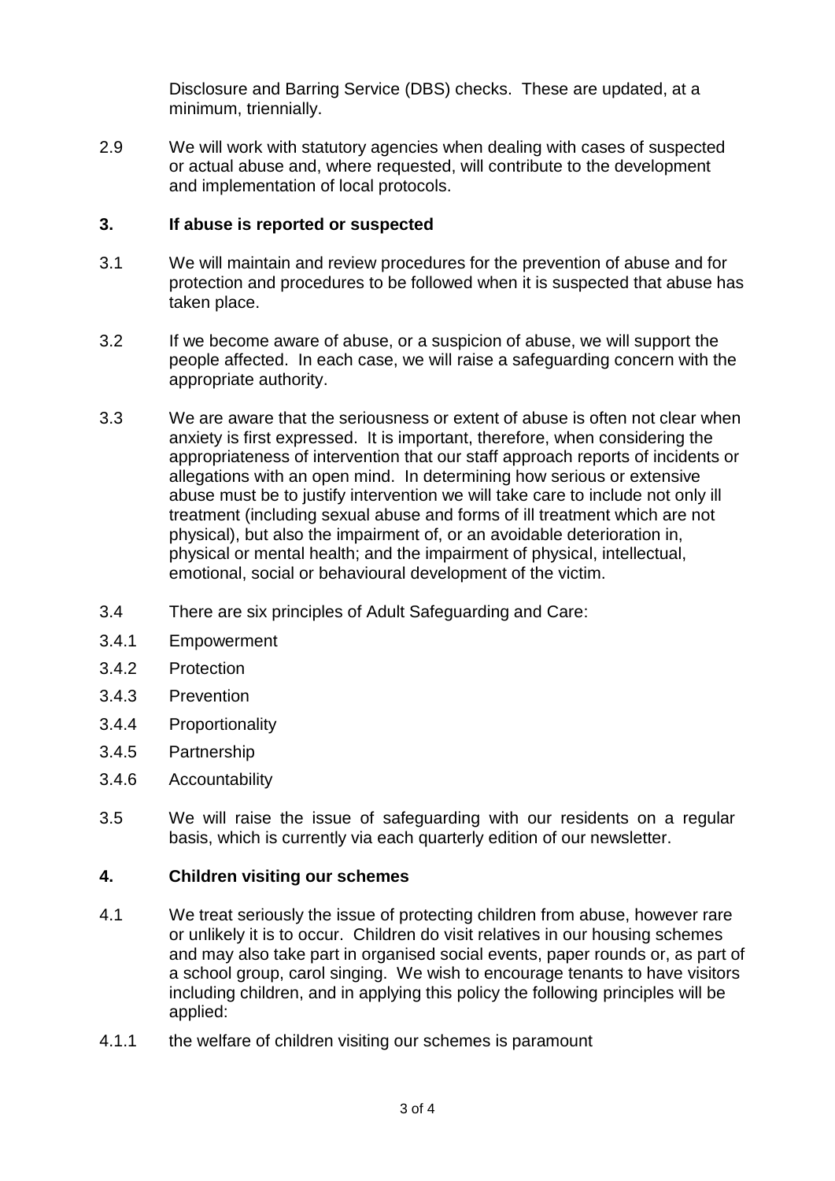Disclosure and Barring Service (DBS) checks. These are updated, at a minimum, triennially.

2.9 We will work with statutory agencies when dealing with cases of suspected or actual abuse and, where requested, will contribute to the development and implementation of local protocols.

## 3. If abuse is reported or suspected

3.1 We will maintain and review procedures for the prevention of abuse and for protection and procedures to be followed when it is suspected that abuse has taken place.

3.2 If we become aware of abuse, or a suspicion of abuse, we will support the people affected. In each case, we will raise a safeguarding concern with the appropriate authority.

3.3 We are aware that the seriousness or extent of abuse is often not clear when anxiety is first expressed. It is important, therefore, when considering the appropriateness of intervention that our staff approach reports of incidents or allegations with an open mind. In determining how serious or extensive abuse must be to justify intervention we will take care to include not only ill treatment (including sexual abuse and forms of ill treatment which are not physical), but also the impairment of, or an avoidable deterioration in, physical or mental health; and the impairment of physical, intellectual, emotional, social or behavioural development of the victim.

3.4 There are six principles of Adult Safeguarding and Care:

3.4.1 Empowerment

3.4.2 Protection

3.4.3 Prevention

3.4.4 Proportionality

3.4.5 Partnership

3.4.6 Accountability

3.5 We will raise the issue of safeguarding with our residents on a regular basis, which is currently via each quarterly edition of our newsletter.

## 4. Children visiting our schemes

4.1 We treat seriously the issue of protecting children from abuse, however rare or unlikely it is to occur. Children do visit relatives in our housing schemes and may also take part in organised social events, paper rounds or, as part of a school group, carol singing. We wish to encourage tenants to have visitors including children, and in applying this policy the following principles will be applied:

4.1.1 the welfare of children visiting our schemes is paramount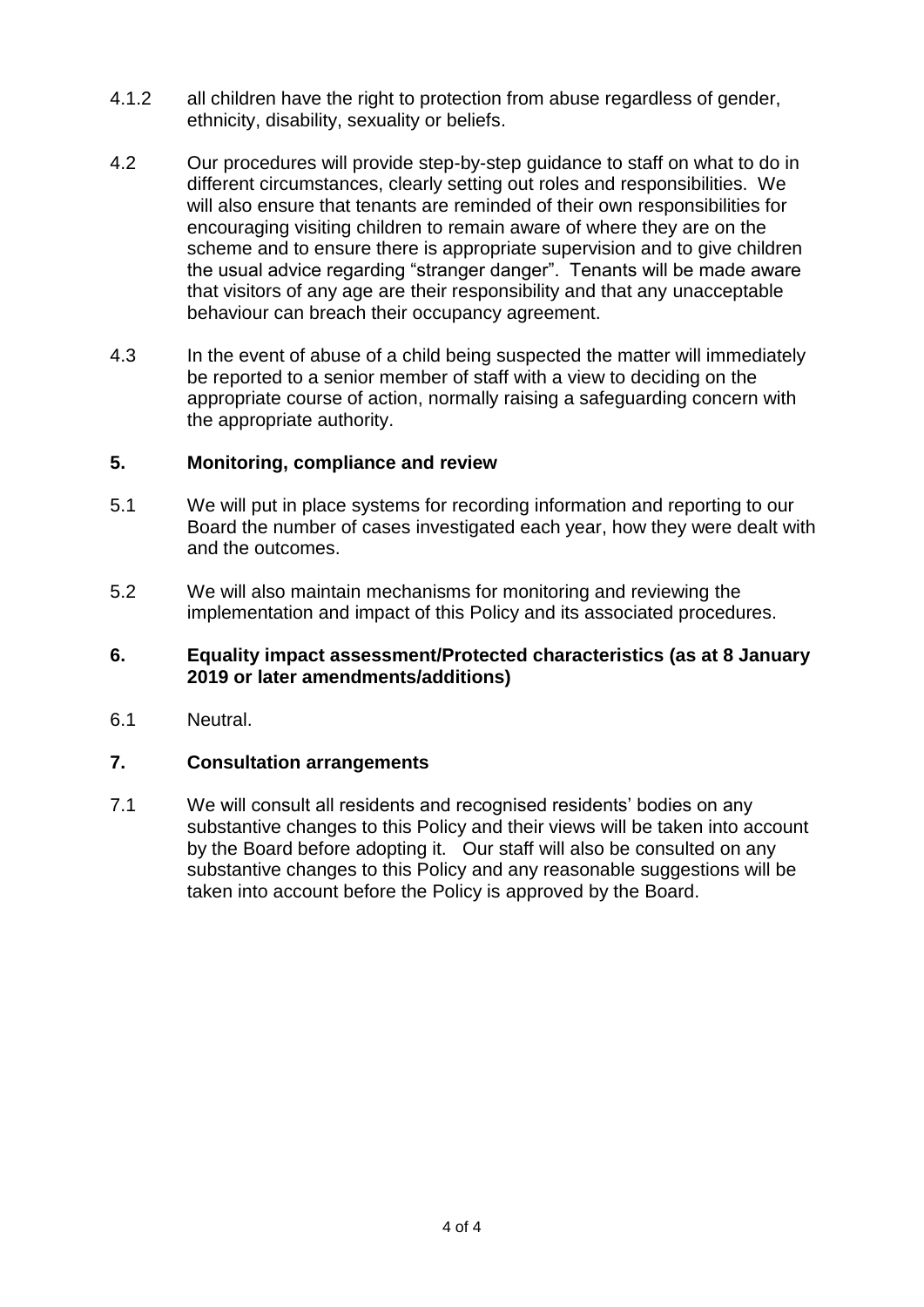4.1.2 all children have the right to protection from abuse regardless of gender, ethnicity, disability, sexuality or beliefs.

4.2 Our procedures will provide step-by-step guidance to staff on what to do in different circumstances, clearly setting out roles and responsibilities. We will also ensure that tenants are reminded of their own responsibilities for encouraging visiting children to remain aware of where they are on the scheme and to ensure there is appropriate supervision and to give children the usual advice regarding "stranger danger". Tenants will be made aware that visitors of any age are their responsibility and that any unacceptable behaviour can breach their occupancy agreement.

4.3 In the event of abuse of a child being suspected the matter will immediately be reported to a senior member of staff with a view to deciding on the appropriate course of action, normally raising a safeguarding concern with the appropriate authority.

## 5. Monitoring, compliance and review

5.1 We will put in place systems for recording information and reporting to our Board the number of cases investigated each year, how they were dealt with and the outcomes.

5.2 We will also maintain mechanisms for monitoring and reviewing the implementation and impact of this Policy and its associated procedures.

## 6. Equality impact assessment/Protected characteristics (as at 8 January 2019 or later amendments/additions)

6.1 Neutral.

## 7. Consultation arrangements

7.1 We will consult all residents and recognised residents' bodies on any substantive changes to this Policy and their views will be taken into account by the Board before adopting it. Our staff will also be consulted on any substantive changes to this Policy and any reasonable suggestions will be taken into account before the Policy is approved by the Board.